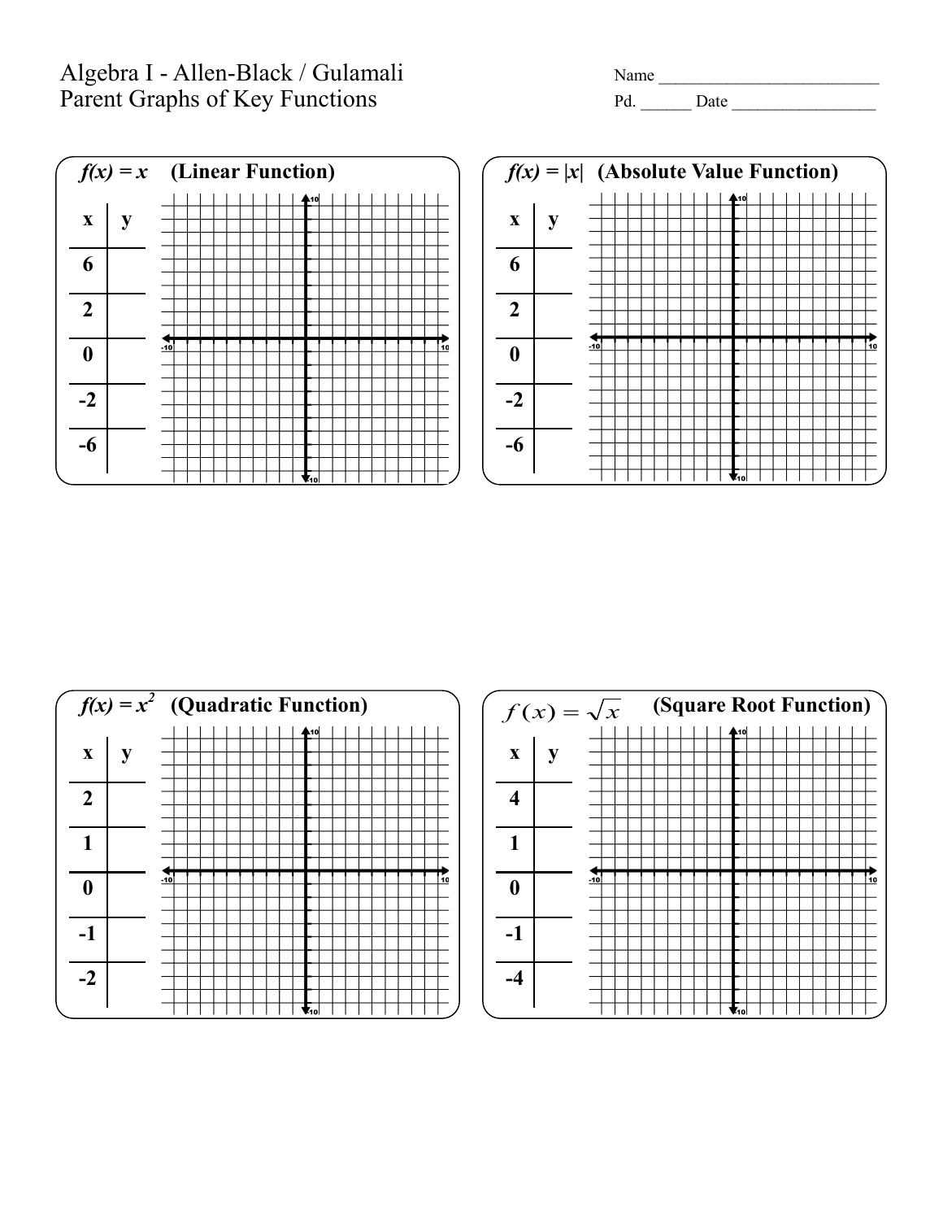Algebra I - Allen-Black / Gulamali

Parent Graphs of Key Functions

Name ___________________________

Pd. ______ Date _________________

## $f(x) = x$ (Linear Function)

| x | y |
|---|---|
| 6 | |
| 2 | |
| 0 | |
| -2 | |
| -6 | |

## $f(x) = |x|$ (Absolute Value Function)

| x | y |
|---|---|
| 6 | |
| 2 | |
| 0 | |
| -2 | |
| -6 | |

## $f(x) = x^2$ (Quadratic Function)

| x | y |
|---|---|
| 2 | |
| 1 | |
| 0 | |
| -1 | |
| -2 | |

## $f(x) = \sqrt{x}$ (Square Root Function)

| x | y |
|---|---|
| 4 | |
| 1 | |
| 0 | |
| -1 | |
| -4 | |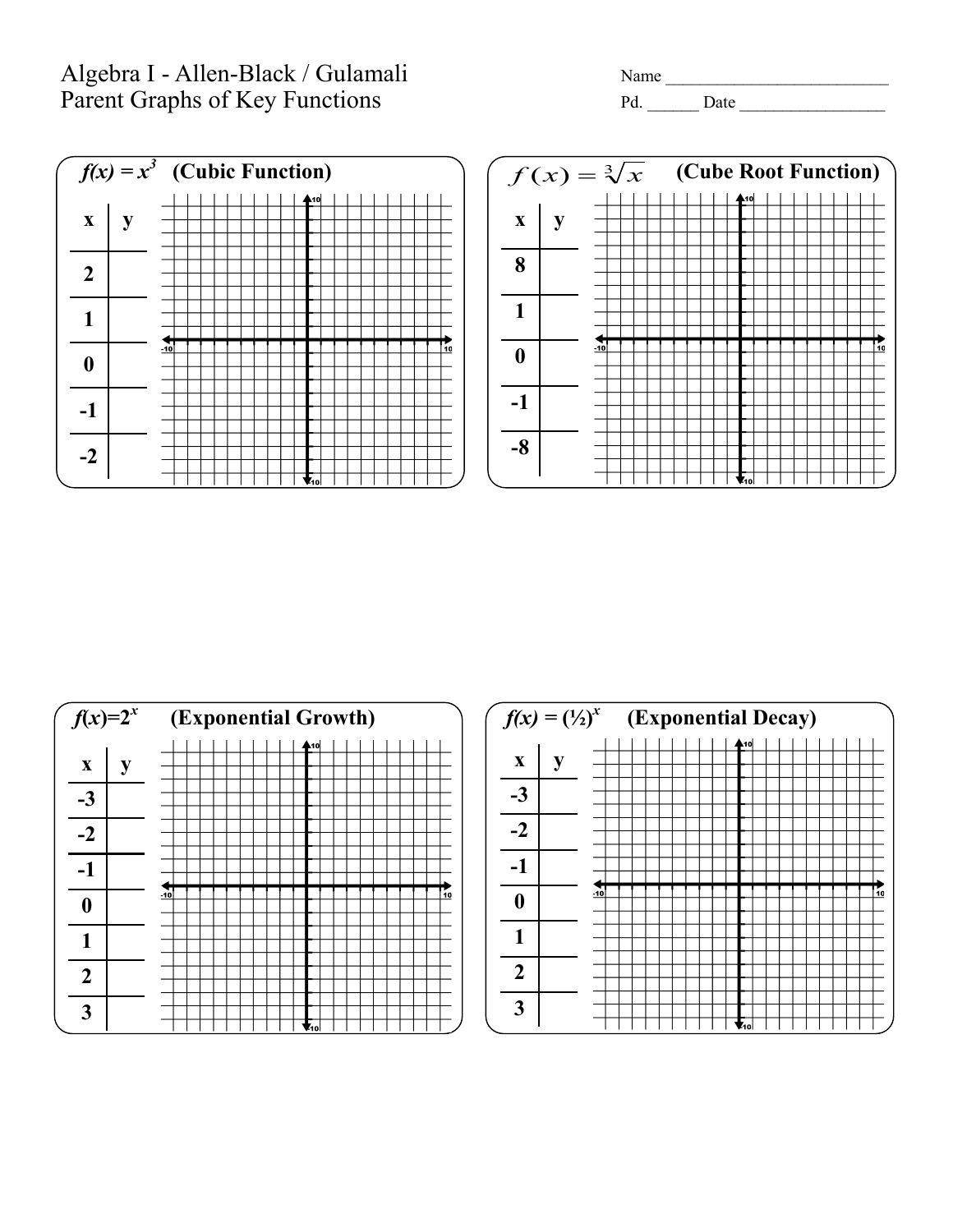Algebra I - Allen-Black / Gulamali
Parent Graphs of Key Functions

Name ___________________________
Pd. ______ Date _________________

## $f(x) = x^3$ (Cubic Function)

| x | y |
|---|---|
| 2 | |
| 1 | |
| 0 | |
| -1 | |
| -2 | |

## $f(x) = \sqrt[3]{x}$ (Cube Root Function)

| x | y |
|---|---|
| 8 | |
| 1 | |
| 0 | |
| -1 | |
| -8 | |

## $f(x)=2^x$ (Exponential Growth)

| x | y |
|---|---|
| -3 | |
| -2 | |
| -1 | |
| 0 | |
| 1 | |
| 2 | |
| 3 | |

## $f(x) = (½)^x$ (Exponential Decay)

| x | y |
|---|---|
| -3 | |
| -2 | |
| -1 | |
| 0 | |
| 1 | |
| 2 | |
| 3 | |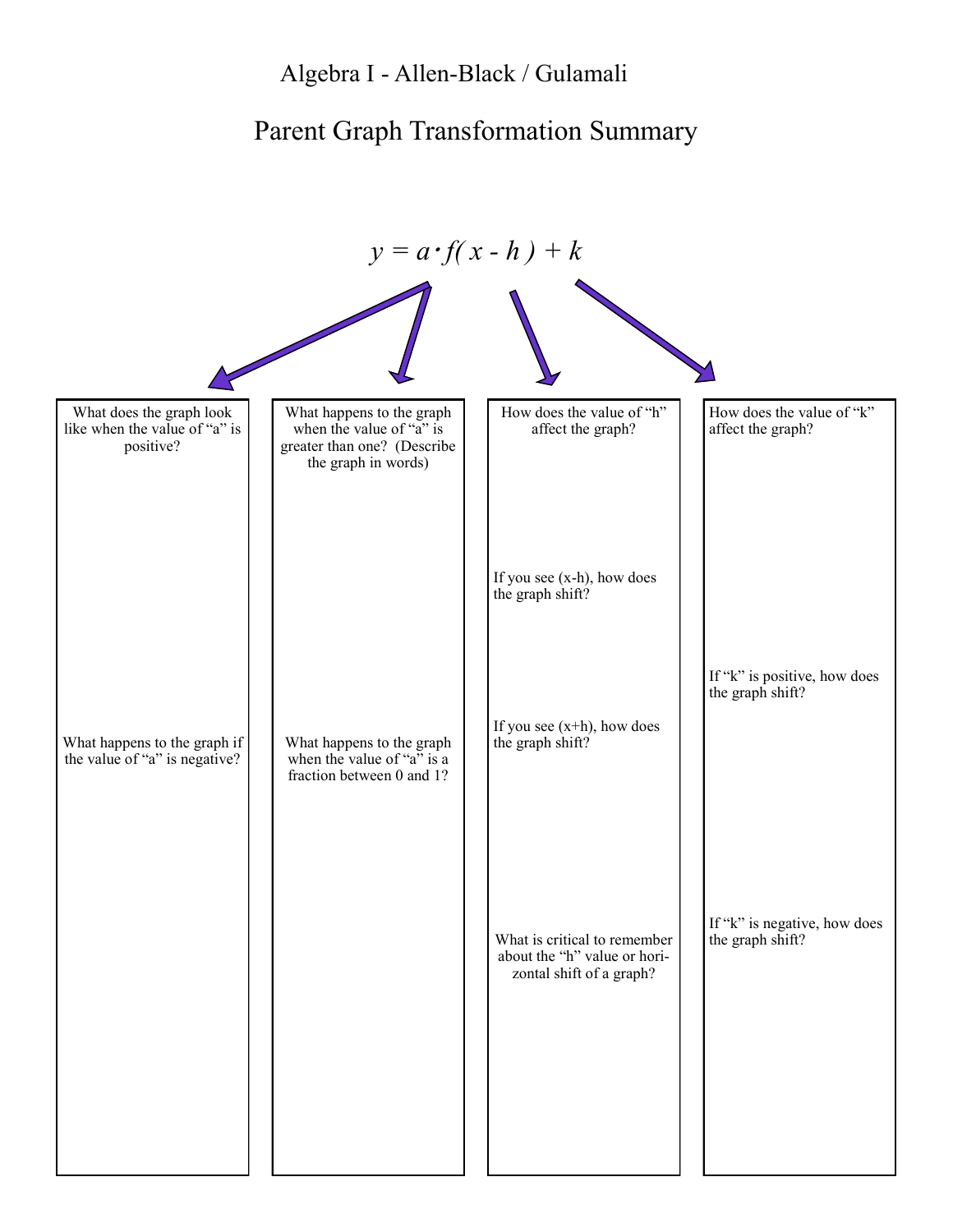Algebra I - Allen-Black / Gulamali

# Parent Graph Transformation Summary

$$y = a \cdot f(x - h) + k$$

What does the graph look like when the value of "a" is positive?

What happens to the graph if the value of "a" is negative?

What happens to the graph when the value of "a" is greater than one? (Describe the graph in words)

What happens to the graph when the value of "a" is a fraction between 0 and 1?

How does the value of "h" affect the graph?

If you see (x-h), how does the graph shift?

If you see (x+h), how does the graph shift?

What is critical to remember about the "h" value or horizontal shift of a graph?

How does the value of "k" affect the graph?

If "k" is positive, how does the graph shift?

If "k" is negative, how does the graph shift?